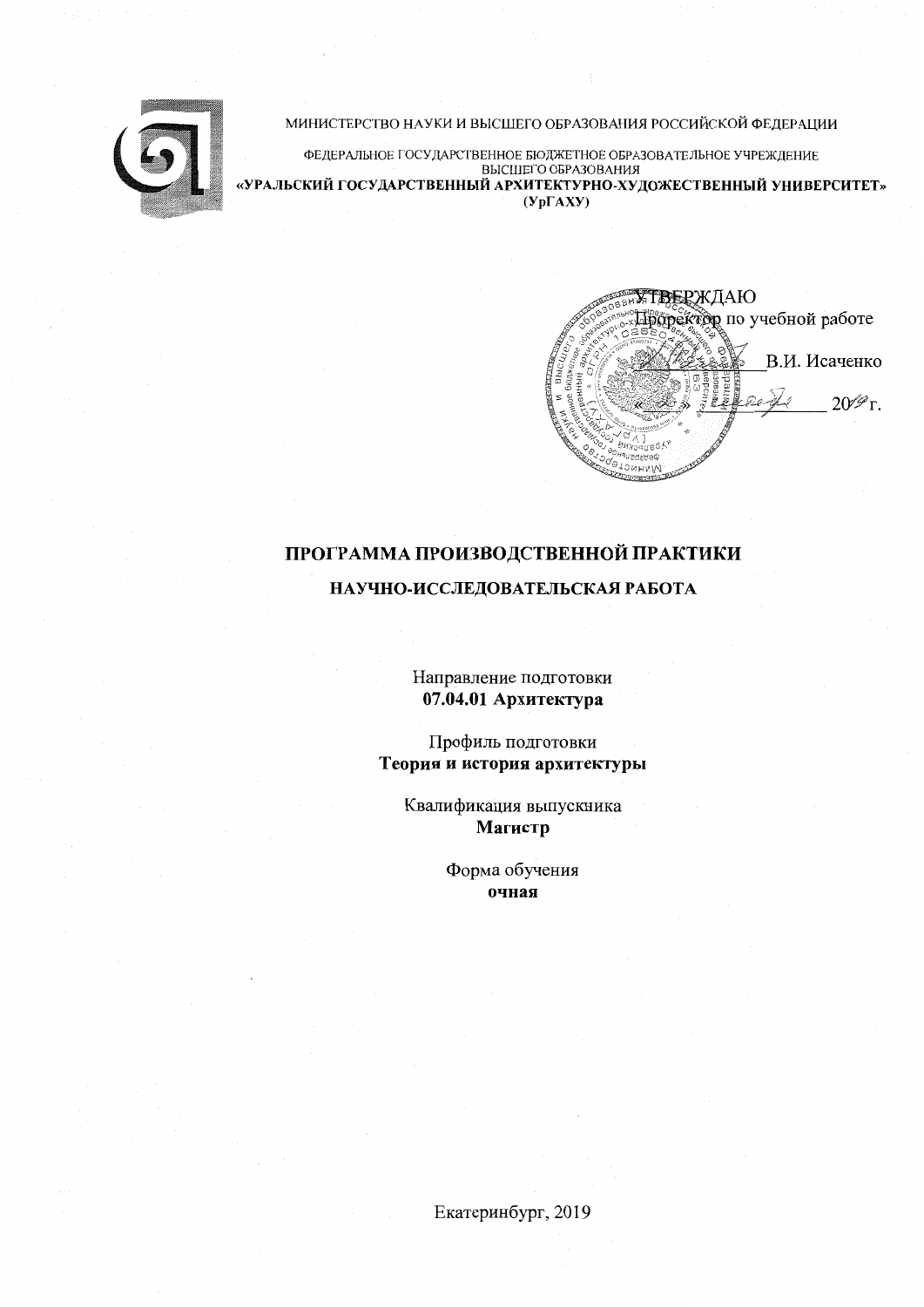МИНИСТЕРСТВО НАУКИ И ВЫСШЕГО ОБРАЗОВАНИЯ РОССИЙСКОЙ ФЕДЕРАЦИИ

ФЕДЕРАЛЬНОЕ ГОСУДАРСТВЕННОЕ БЮДЖЕТНОЕ ОБРАЗОВАТЕЛЬНОЕ УЧРЕЖДЕНИЕ
ВЫСШЕГО ОБРАЗОВАНИЯ
**«УРАЛЬСКИЙ ГОСУДАРСТВЕННЫЙ АРХИТЕКТУРНО-ХУДОЖЕСТВЕННЫЙ УНИВЕРСИТЕТ»**
**(УрГАХУ)**

УТВЕРЖДАЮ
Проректор по учебной работе
\_\_\_\_\_\_\_\_\_\_ В.И. Исаченко
« » \_\_\_\_\_\_\_\_ 2019 г.

# ПРОГРАММА ПРОИЗВОДСТВЕННОЙ ПРАКТИКИ

## НАУЧНО-ИССЛЕДОВАТЕЛЬСКАЯ РАБОТА

Направление подготовки
**07.04.01 Архитектура**

Профиль подготовки
**Теория и история архитектуры**

Квалификация выпускника
**Магистр**

Форма обучения
**очная**

Екатеринбург, 2019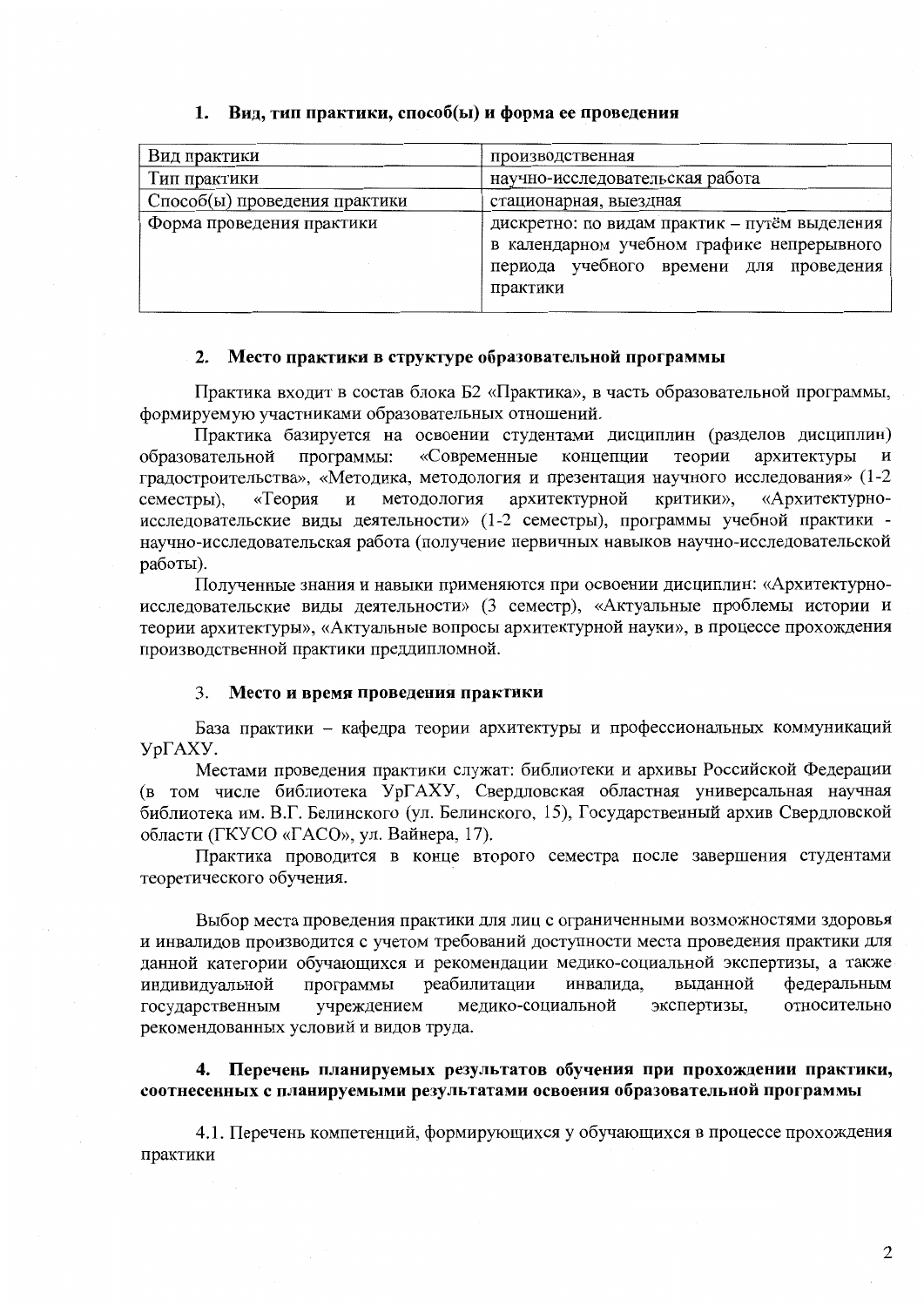## 1. Вид, тип практики, способ(ы) и форма ее проведения

| Вид практики | производственная |
|---|---|
| Тип практики | научно-исследовательская работа |
| Способ(ы) проведения практики | стационарная, выездная |
| Форма проведения практики | дискретно: по видам практик – путём выделения в календарном учебном графике непрерывного периода учебного времени для проведения практики |

## 2. Место практики в структуре образовательной программы

Практика входит в состав блока Б2 «Практика», в часть образовательной программы, формируемую участниками образовательных отношений.

Практика базируется на освоении студентами дисциплин (разделов дисциплин) образовательной программы: «Современные концепции теории архитектуры и градостроительства», «Методика, методология и презентация научного исследования» (1-2 семестры), «Теория и методология архитектурной критики», «Архитектурно-исследовательские виды деятельности» (1-2 семестры), программы учебной практики - научно-исследовательская работа (получение первичных навыков научно-исследовательской работы).

Полученные знания и навыки применяются при освоении дисциплин: «Архитектурно-исследовательские виды деятельности» (3 семестр), «Актуальные проблемы истории и теории архитектуры», «Актуальные вопросы архитектурной науки», в процессе прохождения производственной практики преддипломной.

## 3. Место и время проведения практики

База практики – кафедра теории архитектуры и профессиональных коммуникаций УрГАХУ.

Местами проведения практики служат: библиотеки и архивы Российской Федерации (в том числе библиотека УрГАХУ, Свердловская областная универсальная научная библиотека им. В.Г. Белинского (ул. Белинского, 15), Государственный архив Свердловской области (ГКУСО «ГАСО», ул. Вайнера, 17).

Практика проводится в конце второго семестра после завершения студентами теоретического обучения.

Выбор места проведения практики для лиц с ограниченными возможностями здоровья и инвалидов производится с учетом требований доступности места проведения практики для данной категории обучающихся и рекомендации медико-социальной экспертизы, а также индивидуальной программы реабилитации инвалида, выданной федеральным государственным учреждением медико-социальной экспертизы, относительно рекомендованных условий и видов труда.

## 4. Перечень планируемых результатов обучения при прохождении практики, соотнесенных с планируемыми результатами освоения образовательной программы

4.1. Перечень компетенций, формирующихся у обучающихся в процессе прохождения практики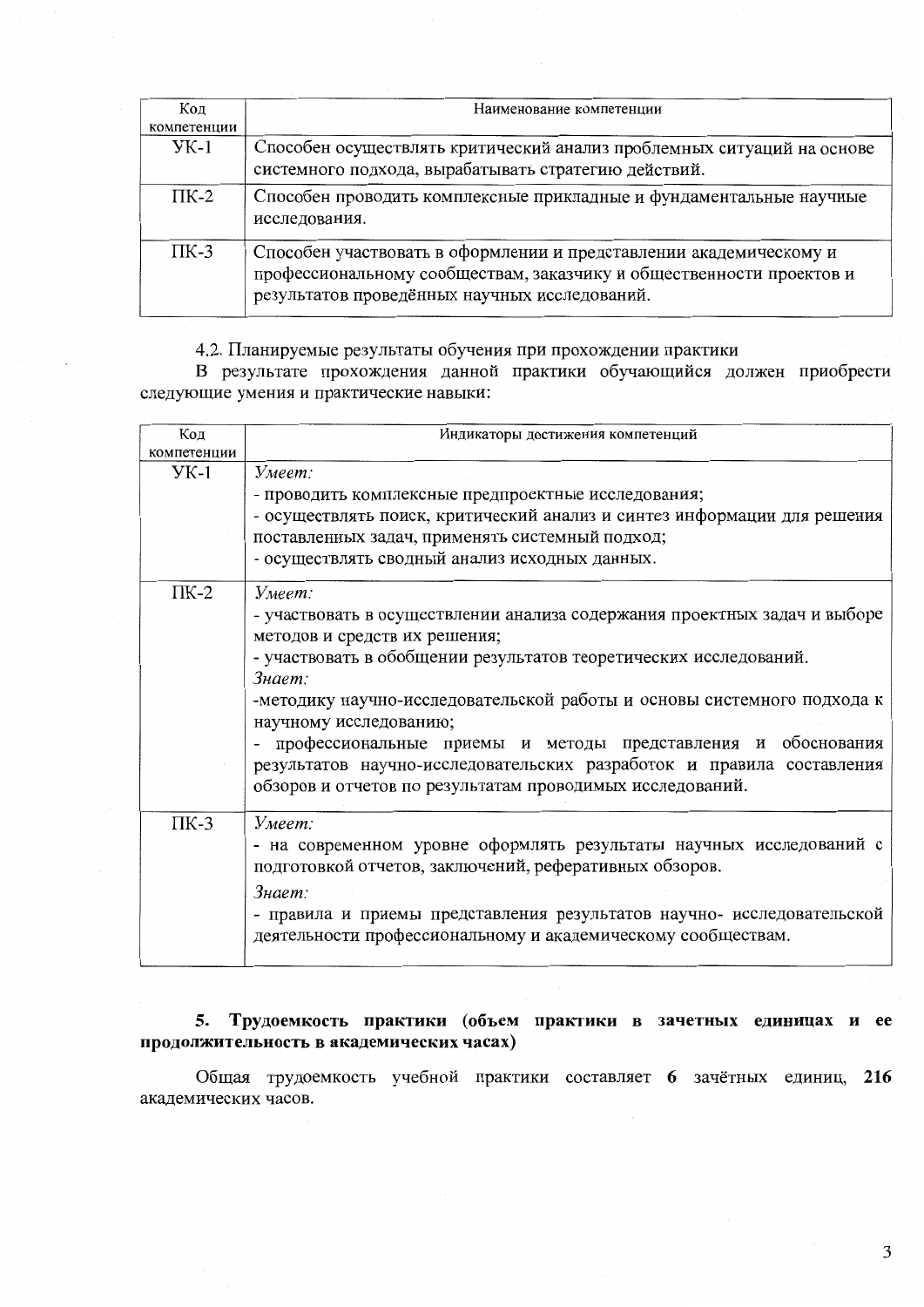| Код компетенции | Наименование компетенции |
|---|---|
| УК-1 | Способен осуществлять критический анализ проблемных ситуаций на основе системного подхода, вырабатывать стратегию действий. |
| ПК-2 | Способен проводить комплексные прикладные и фундаментальные научные исследования. |
| ПК-3 | Способен участвовать в оформлении и представлении академическому и профессиональному сообществам, заказчику и общественности проектов и результатов проведённых научных исследований. |

4.2. Планируемые результаты обучения при прохождении практики

В результате прохождения данной практики обучающийся должен приобрести следующие умения и практические навыки:

| Код компетенции | Индикаторы достижения компетенций |
|---|---|
| УК-1 | *Умеет:*<br>- проводить комплексные предпроектные исследования;<br>- осуществлять поиск, критический анализ и синтез информации для решения поставленных задач, применять системный подход;<br>- осуществлять сводный анализ исходных данных. |
| ПК-2 | *Умеет:*<br>- участвовать в осуществлении анализа содержания проектных задач и выборе методов и средств их решения;<br>- участвовать в обобщении результатов теоретических исследований.<br>*Знает:*<br>-методику научно-исследовательской работы и основы системного подхода к научному исследованию;<br>- профессиональные приемы и методы представления и обоснования результатов научно-исследовательских разработок и правила составления обзоров и отчетов по результатам проводимых исследований. |
| ПК-3 | *Умеет:*<br>- на современном уровне оформлять результаты научных исследований с подготовкой отчетов, заключений, реферативных обзоров.<br>*Знает:*<br>- правила и приемы представления результатов научно- исследовательской деятельности профессиональному и академическому сообществам. |

## 5. Трудоемкость практики (объем практики в зачетных единицах и ее продолжительность в академических часах)

Общая трудоемкость учебной практики составляет **6** зачётных единиц, **216** академических часов.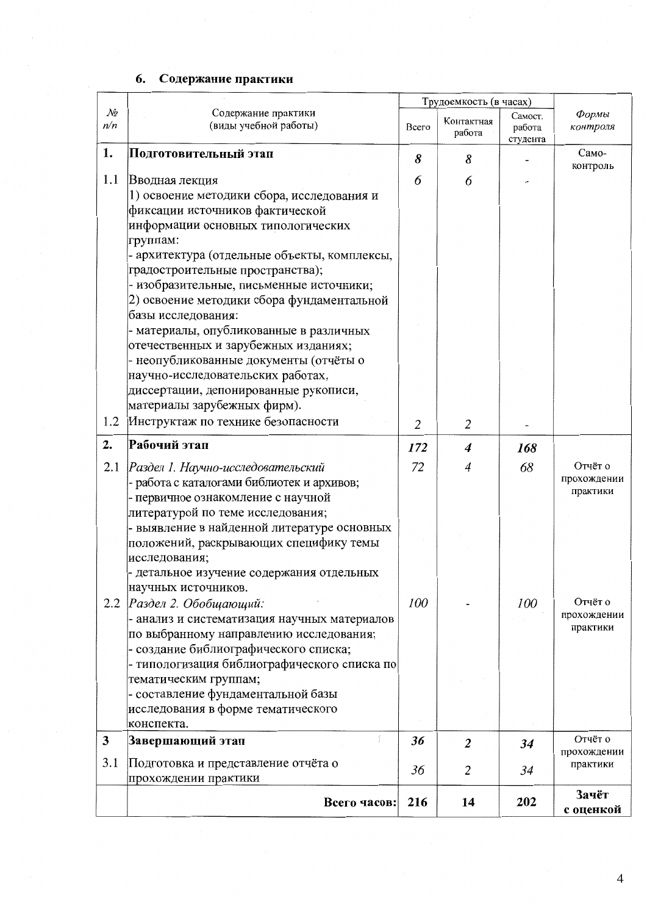## 6. Содержание практики

| № п/п | Содержание практики (виды учебной работы) | Трудоемкость (в часах) | | | Формы контроля |
|---|---|---|---|---|---|
| | | Всего | Контактная работа | Самост. работа студента | |
| **1.** | **Подготовительный этап** | ***8*** | ***8*** | - | Само-контроль |
| 1.1 | Вводная лекция<br>1) освоение методики сбора, исследования и фиксации источников фактической информации основных типологических группам:<br>- архитектура (отдельные объекты, комплексы, градостроительные пространства);<br>- изобразительные, письменные источники;<br>2) освоение методики сбора фундаментальной базы исследования:<br>- материалы, опубликованные в различных отечественных и зарубежных изданиях;<br>- неопубликованные документы (отчёты о научно-исследовательских работах, диссертации, депонированные рукописи, материалы зарубежных фирм). | *6* | *6* | - | |
| 1.2 | Инструктаж по технике безопасности | *2* | *2* | - | |
| **2.** | **Рабочий этап** | ***172*** | ***4*** | ***168*** | |
| 2.1 | *Раздел 1. Научно-исследовательский*<br>- работа с каталогами библиотек и архивов;<br>- первичное ознакомление с научной литературой по теме исследования;<br>- выявление в найденной литературе основных положений, раскрывающих специфику темы исследования;<br>- детальное изучение содержания отдельных научных источников. | *72* | *4* | *68* | Отчёт о прохождении практики |
| 2.2 | *Раздел 2. Обобщающий:*<br>- анализ и систематизация научных материалов по выбранному направлению исследования:<br>- создание библиографического списка;<br>- типологизация библиографического списка по тематическим группам;<br>- составление фундаментальной базы исследования в форме тематического конспекта. | *100* | - | *100* | Отчёт о прохождении практики |
| **3** | **Завершающий этап** | ***36*** | ***2*** | ***34*** | Отчёт о прохождении практики |
| 3.1 | Подготовка и представление отчёта о прохождении практики | *36* | *2* | *34* | |
| | **Всего часов:** | **216** | **14** | **202** | **Зачёт с оценкой** |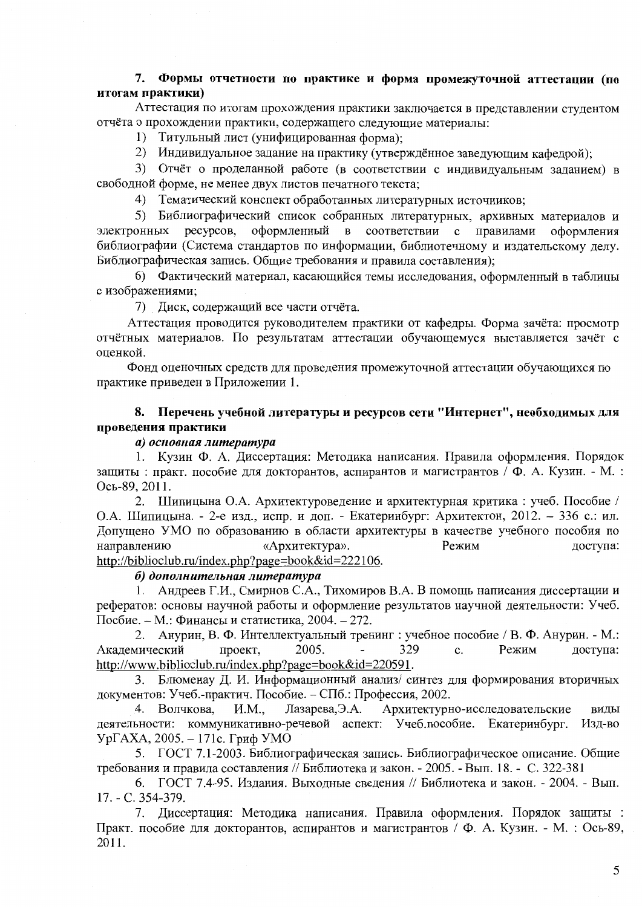## 7. Формы отчетности по практике и форма промежуточной аттестации (по итогам практики)

Аттестация по итогам прохождения практики заключается в представлении студентом отчёта о прохождении практики, содержащего следующие материалы:

1) Титульный лист (унифицированная форма);
2) Индивидуальное задание на практику (утверждённое заведующим кафедрой);
3) Отчёт о проделанной работе (в соответствии с индивидуальным заданием) в свободной форме, не менее двух листов печатного текста;
4) Тематический конспект обработанных литературных источников;
5) Библиографический список собранных литературных, архивных материалов и электронных ресурсов, оформленный в соответствии с правилами оформления библиографии (Система стандартов по информации, библиотечному и издательскому делу. Библиографическая запись. Общие требования и правила составления);
6) Фактический материал, касающийся темы исследования, оформленный в таблицы с изображениями;
7) Диск, содержащий все части отчёта.

Аттестация проводится руководителем практики от кафедры. Форма зачёта: просмотр отчётных материалов. По результатам аттестации обучающемуся выставляется зачёт с оценкой.

Фонд оценочных средств для проведения промежуточной аттестации обучающихся по практике приведен в Приложении 1.

## 8. Перечень учебной литературы и ресурсов сети "Интернет", необходимых для проведения практики

***а) основная литература***

1. Кузин Ф. А. Диссертация: Методика написания. Правила оформления. Порядок защиты : практ. пособие для докторантов, аспирантов и магистрантов / Ф. А. Кузин. - М. : Ось-89, 2011.
2. Шипицына О.А. Архитектуроведение и архитектурная критика : учеб. Пособие / О.А. Шипицына. - 2-е изд., испр. и доп. - Екатеринбург: Архитектон, 2012. – 336 с.: ил. Допущено УМО по образованию в области архитектуры в качестве учебного пособия по направлению «Архитектура». Режим доступа: http://biblioclub.ru/index.php?page=book&id=222106.

***б) дополнительная литература***

1. Андреев Г.И., Смирнов С.А., Тихомиров В.А. В помощь написания диссертации и рефератов: основы научной работы и оформление результатов научной деятельности: Учеб. Посбие. – М.: Финансы и статистика, 2004. – 272.
2. Анурин, В. Ф. Интеллектуальный тренинг : учебное пособие / В. Ф. Анурин. - М.: Академический проект, 2005. - 329 с. Режим доступа: http://www.biblioclub.ru/index.php?page=book&id=220591.
3. Блюменау Д. И. Информационный анализ/ синтез для формирования вторичных документов: Учеб.-практич. Пособие. – СПб.: Профессия, 2002.
4. Волчкова, И.М., Лазарева,Э.А. Архитектурно-исследовательские виды деятельности: коммуникативно-речевой аспект: Учеб.пособие. Екатеринбург. Изд-во УрГАХА, 2005. – 171с. Гриф УМО
5. ГОСТ 7.1-2003. Библиографическая запись. Библиографическое описание. Общие требования и правила составления // Библиотека и закон. - 2005. - Вып. 18. - С. 322-381
6. ГОСТ 7.4-95. Издания. Выходные сведения // Библиотека и закон. - 2004. - Вып. 17. - С. 354-379.
7. Диссертация: Методика написания. Правила оформления. Порядок защиты : Практ. пособие для докторантов, аспирантов и магистрантов / Ф. А. Кузин. - М. : Ось-89, 2011.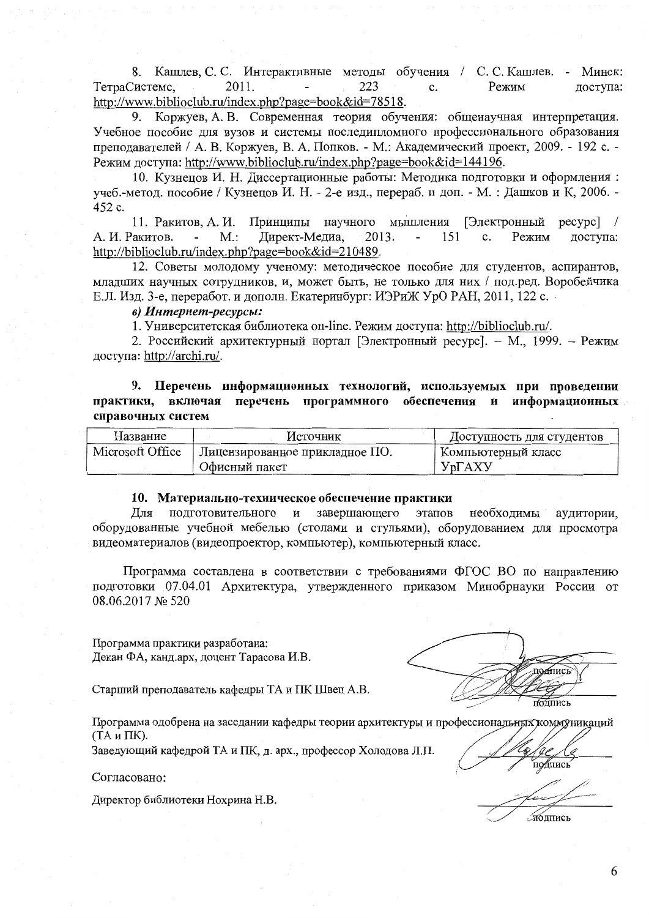8. Кашлев, С. С. Интерактивные методы обучения / С. С. Кашлев. - Минск: ТетраСистемс, 2011. - 223 с. Режим доступа: http://www.biblioclub.ru/index.php?page=book&id=78518.

9. Коржуев, А. В. Современная теория обучения: общенаучная интерпретация. Учебное пособие для вузов и системы последипломного профессионального образования преподавателей / А. В. Коржуев, В. А. Попков. - М.: Академический проект, 2009. - 192 с. - Режим доступа: http://www.biblioclub.ru/index.php?page=book&id=144196.

10. Кузнецов И. Н. Диссертационные работы: Методика подготовки и оформления : учеб.-метод. пособие / Кузнецов И. Н. - 2-е изд., перераб. и доп. - М. : Дашков и К, 2006. - 452 с.

11. Ракитов, А. И. Принципы научного мышления [Электронный ресурс] / А. И. Ракитов. - М.: Директ-Медиа, 2013. - 151 с. Режим доступа: http://biblioclub.ru/index.php?page=book&id=210489.

12. Советы молодому ученому: методическое пособие для студентов, аспирантов, младших научных сотрудников, и, может быть, не только для них / под.ред. Воробейчика Е.Л. Изд. 3-е, переработ. и дополн. Екатеринбург: ИЭРиЖ УрО РАН, 2011, 122 с.

***в) Интернет-ресурсы:***

1. Университетская библиотека on-line. Режим доступа: http://biblioclub.ru/.

2. Российский архитектурный портал [Электронный ресурс]. – М., 1999. – Режим доступа: http://archi.ru/.

## 9. Перечень информационных технологий, используемых при проведении практики, включая перечень программного обеспечения и информационных справочных систем

| Название | Источник | Доступность для студентов |
|---|---|---|
| Microsoft Office | Лицензированное прикладное ПО. Офисный пакет | Компьютерный класс УрГАХУ |

## 10. Материально-техническое обеспечение практики

Для подготовительного и завершающего этапов необходимы аудитории, оборудованные учебной мебелью (столами и стульями), оборудованием для просмотра видеоматериалов (видеопроектор, компьютер), компьютерный класс.

Программа составлена в соответствии с требованиями ФГОС ВО по направлению подготовки 07.04.01 Архитектура, утвержденного приказом Минобрнауки России от 08.06.2017 № 520

Программа практики разработана:
Декан ФА, канд.арх, доцент Тарасова И.В. ______________ подпись

Старший преподаватель кафедры ТА и ПК Швец А.В. ______________ подпись

Программа одобрена на заседании кафедры теории архитектуры и профессиональных коммуникаций (ТА и ПК).
Заведующий кафедрой ТА и ПК, д. арх., профессор Холодова Л.П. ______________ подпись

Согласовано:

Директор библиотеки Нохрина Н.В. ______________ подпись